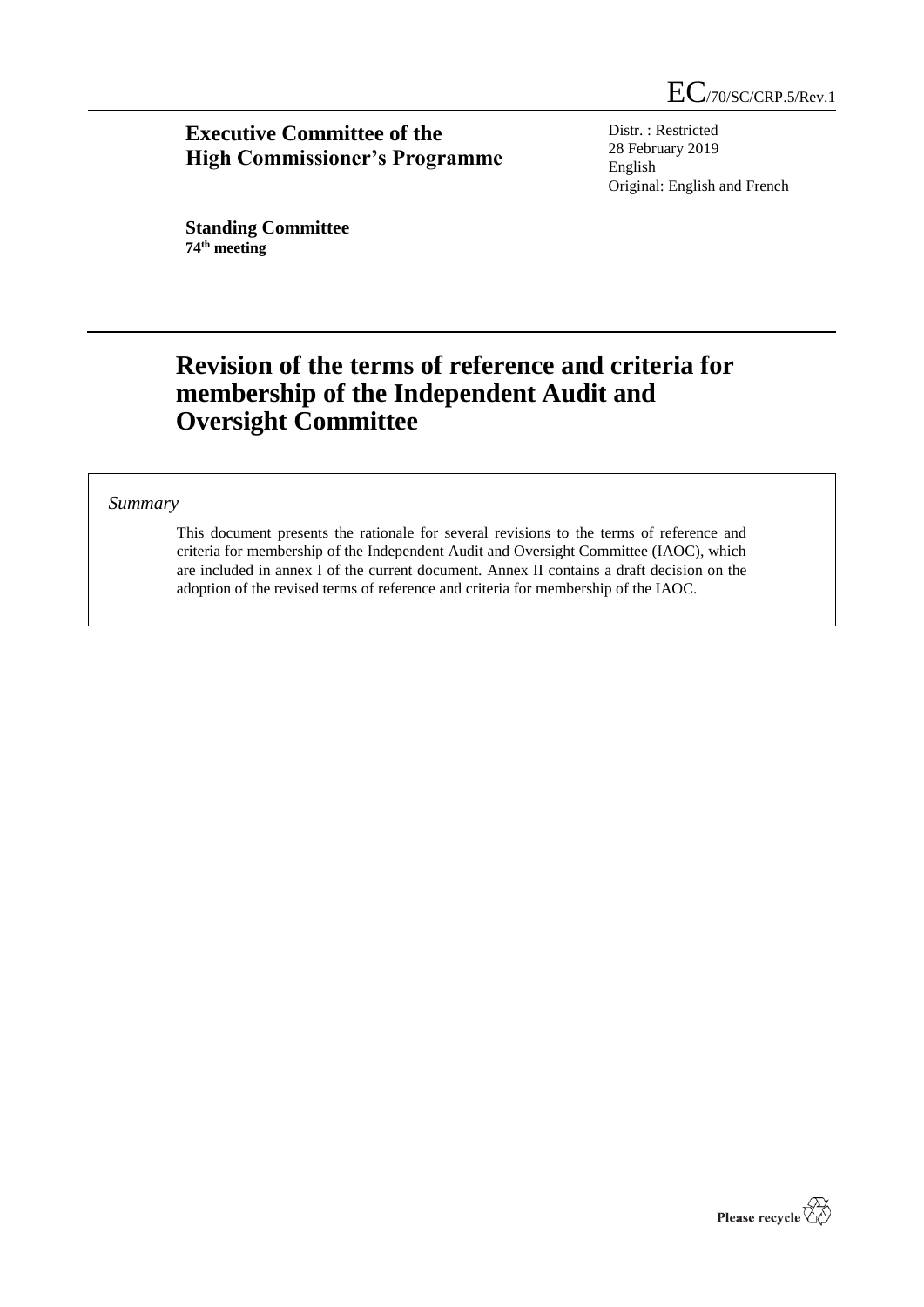EC/70/SC/CRP.5/Rev.1

**Executive Committee of the High Commissioner's Programme**

Distr. : Restricted
28 February 2019
English
Original: English and French

**Standing Committee**
**74th meeting**

# Revision of the terms of reference and criteria for membership of the Independent Audit and Oversight Committee

*Summary*

This document presents the rationale for several revisions to the terms of reference and criteria for membership of the Independent Audit and Oversight Committee (IAOC), which are included in annex I of the current document. Annex II contains a draft decision on the adoption of the revised terms of reference and criteria for membership of the IAOC.

Please recycle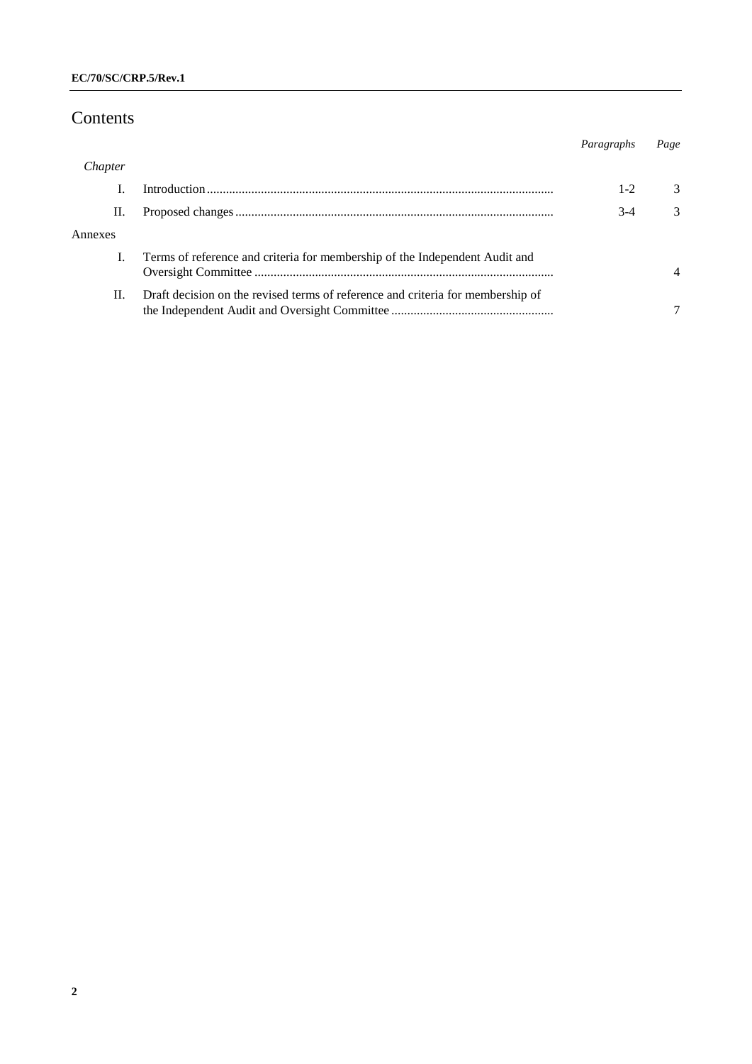# Contents

| | | Paragraphs | Page |
|---|---|---|---|
| *Chapter* | | | |
| I. | Introduction | 1-2 | 3 |
| II. | Proposed changes | 3-4 | 3 |
| Annexes | | | |
| I. | Terms of reference and criteria for membership of the Independent Audit and Oversight Committee | | 4 |
| II. | Draft decision on the revised terms of reference and criteria for membership of the Independent Audit and Oversight Committee | | 7 |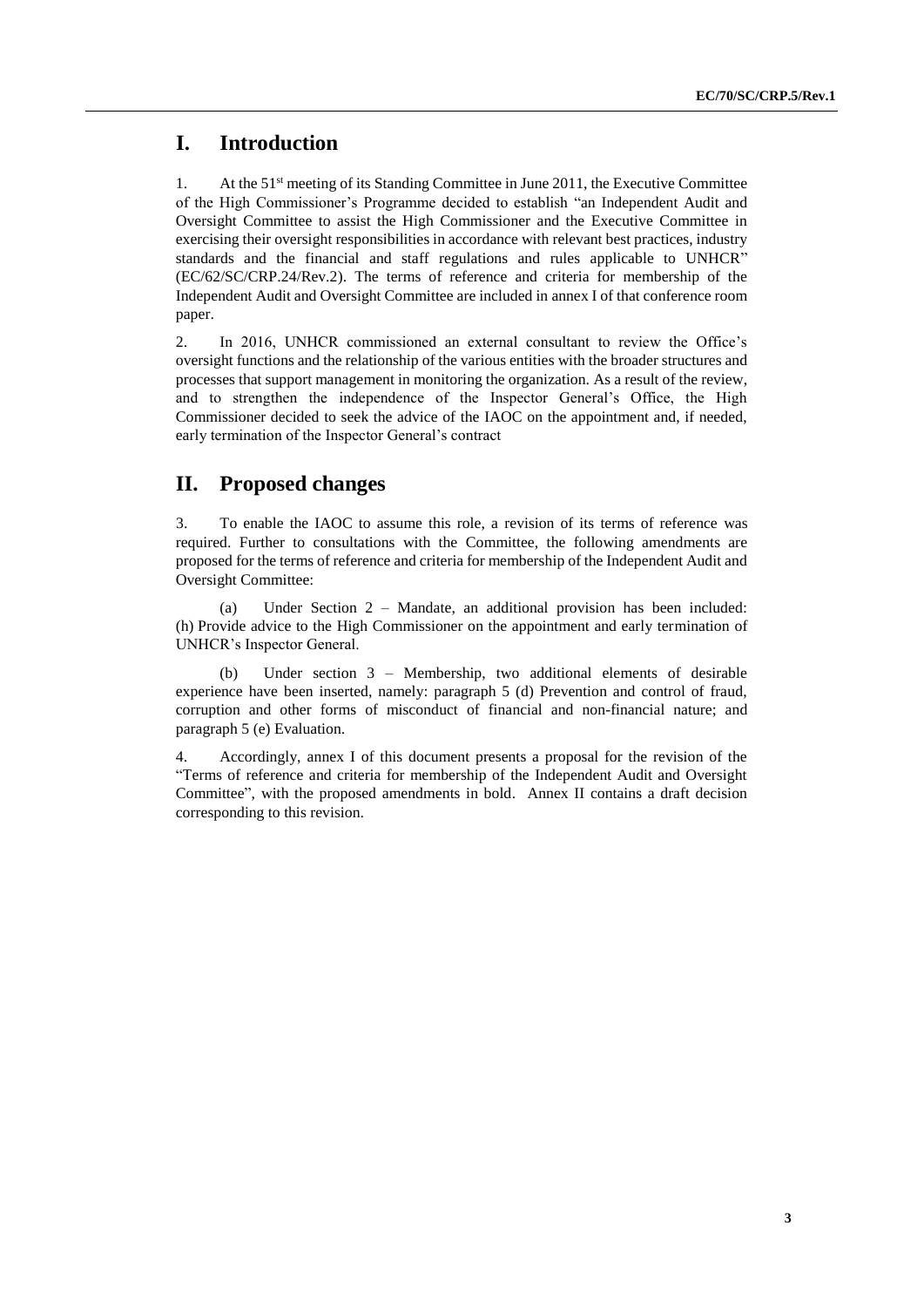## I. Introduction

1. At the 51st meeting of its Standing Committee in June 2011, the Executive Committee of the High Commissioner's Programme decided to establish "an Independent Audit and Oversight Committee to assist the High Commissioner and the Executive Committee in exercising their oversight responsibilities in accordance with relevant best practices, industry standards and the financial and staff regulations and rules applicable to UNHCR" (EC/62/SC/CRP.24/Rev.2). The terms of reference and criteria for membership of the Independent Audit and Oversight Committee are included in annex I of that conference room paper.

2. In 2016, UNHCR commissioned an external consultant to review the Office's oversight functions and the relationship of the various entities with the broader structures and processes that support management in monitoring the organization. As a result of the review, and to strengthen the independence of the Inspector General's Office, the High Commissioner decided to seek the advice of the IAOC on the appointment and, if needed, early termination of the Inspector General's contract

## II. Proposed changes

3. To enable the IAOC to assume this role, a revision of its terms of reference was required. Further to consultations with the Committee, the following amendments are proposed for the terms of reference and criteria for membership of the Independent Audit and Oversight Committee:

(a) Under Section 2 – Mandate, an additional provision has been included: (h) Provide advice to the High Commissioner on the appointment and early termination of UNHCR's Inspector General.

(b) Under section 3 – Membership, two additional elements of desirable experience have been inserted, namely: paragraph 5 (d) Prevention and control of fraud, corruption and other forms of misconduct of financial and non-financial nature; and paragraph 5 (e) Evaluation.

4. Accordingly, annex I of this document presents a proposal for the revision of the "Terms of reference and criteria for membership of the Independent Audit and Oversight Committee", with the proposed amendments in bold. Annex II contains a draft decision corresponding to this revision.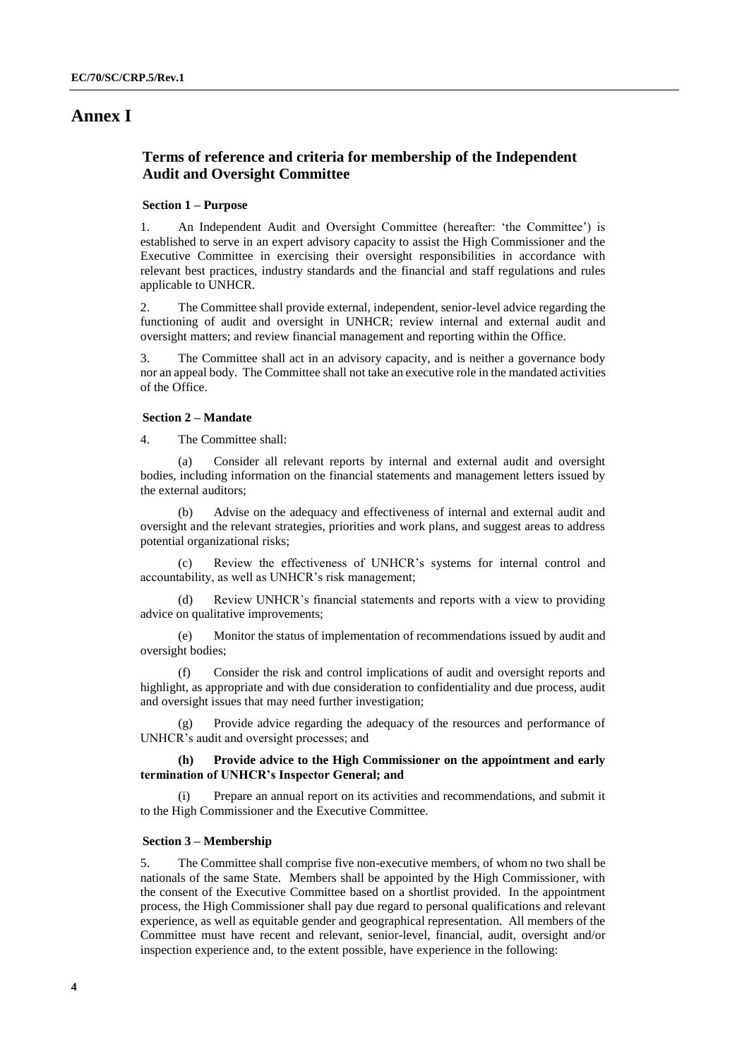# Annex I

## Terms of reference and criteria for membership of the Independent Audit and Oversight Committee

### Section 1 – Purpose

1. An Independent Audit and Oversight Committee (hereafter: 'the Committee') is established to serve in an expert advisory capacity to assist the High Commissioner and the Executive Committee in exercising their oversight responsibilities in accordance with relevant best practices, industry standards and the financial and staff regulations and rules applicable to UNHCR.

2. The Committee shall provide external, independent, senior-level advice regarding the functioning of audit and oversight in UNHCR; review internal and external audit and oversight matters; and review financial management and reporting within the Office.

3. The Committee shall act in an advisory capacity, and is neither a governance body nor an appeal body. The Committee shall not take an executive role in the mandated activities of the Office.

### Section 2 – Mandate

4. The Committee shall:

(a) Consider all relevant reports by internal and external audit and oversight bodies, including information on the financial statements and management letters issued by the external auditors;

(b) Advise on the adequacy and effectiveness of internal and external audit and oversight and the relevant strategies, priorities and work plans, and suggest areas to address potential organizational risks;

(c) Review the effectiveness of UNHCR's systems for internal control and accountability, as well as UNHCR's risk management;

(d) Review UNHCR's financial statements and reports with a view to providing advice on qualitative improvements;

(e) Monitor the status of implementation of recommendations issued by audit and oversight bodies;

(f) Consider the risk and control implications of audit and oversight reports and highlight, as appropriate and with due consideration to confidentiality and due process, audit and oversight issues that may need further investigation;

(g) Provide advice regarding the adequacy of the resources and performance of UNHCR's audit and oversight processes; and

**(h) Provide advice to the High Commissioner on the appointment and early termination of UNHCR's Inspector General; and**

(i) Prepare an annual report on its activities and recommendations, and submit it to the High Commissioner and the Executive Committee.

### Section 3 – Membership

5. The Committee shall comprise five non-executive members, of whom no two shall be nationals of the same State. Members shall be appointed by the High Commissioner, with the consent of the Executive Committee based on a shortlist provided. In the appointment process, the High Commissioner shall pay due regard to personal qualifications and relevant experience, as well as equitable gender and geographical representation. All members of the Committee must have recent and relevant, senior-level, financial, audit, oversight and/or inspection experience and, to the extent possible, have experience in the following: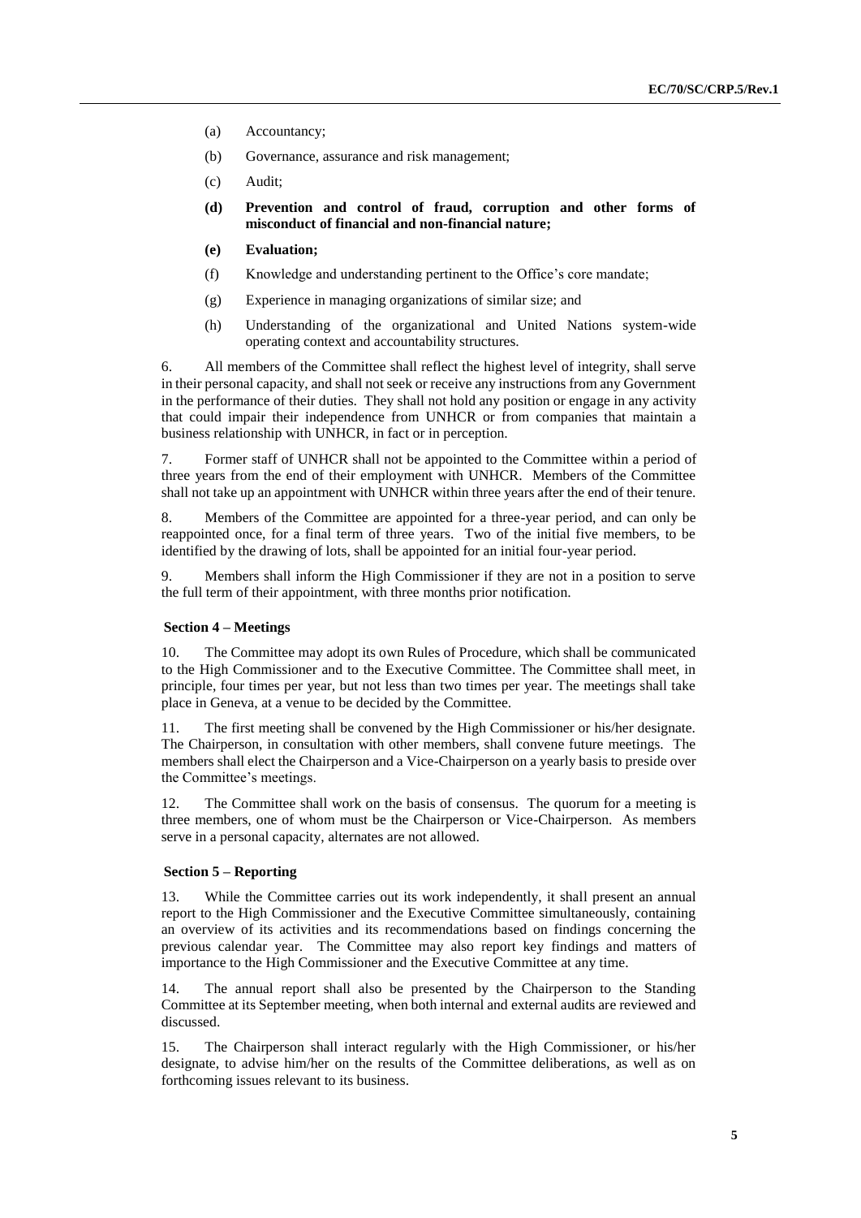(a) Accountancy;

(b) Governance, assurance and risk management;

(c) Audit;

**(d) Prevention and control of fraud, corruption and other forms of misconduct of financial and non-financial nature;**

**(e) Evaluation;**

(f) Knowledge and understanding pertinent to the Office's core mandate;

(g) Experience in managing organizations of similar size; and

(h) Understanding of the organizational and United Nations system-wide operating context and accountability structures.

6. All members of the Committee shall reflect the highest level of integrity, shall serve in their personal capacity, and shall not seek or receive any instructions from any Government in the performance of their duties. They shall not hold any position or engage in any activity that could impair their independence from UNHCR or from companies that maintain a business relationship with UNHCR, in fact or in perception.

7. Former staff of UNHCR shall not be appointed to the Committee within a period of three years from the end of their employment with UNHCR. Members of the Committee shall not take up an appointment with UNHCR within three years after the end of their tenure.

8. Members of the Committee are appointed for a three-year period, and can only be reappointed once, for a final term of three years. Two of the initial five members, to be identified by the drawing of lots, shall be appointed for an initial four-year period.

9. Members shall inform the High Commissioner if they are not in a position to serve the full term of their appointment, with three months prior notification.

**Section 4 – Meetings**

10. The Committee may adopt its own Rules of Procedure, which shall be communicated to the High Commissioner and to the Executive Committee. The Committee shall meet, in principle, four times per year, but not less than two times per year. The meetings shall take place in Geneva, at a venue to be decided by the Committee.

11. The first meeting shall be convened by the High Commissioner or his/her designate. The Chairperson, in consultation with other members, shall convene future meetings. The members shall elect the Chairperson and a Vice-Chairperson on a yearly basis to preside over the Committee's meetings.

12. The Committee shall work on the basis of consensus. The quorum for a meeting is three members, one of whom must be the Chairperson or Vice-Chairperson. As members serve in a personal capacity, alternates are not allowed.

**Section 5 – Reporting**

13. While the Committee carries out its work independently, it shall present an annual report to the High Commissioner and the Executive Committee simultaneously, containing an overview of its activities and its recommendations based on findings concerning the previous calendar year. The Committee may also report key findings and matters of importance to the High Commissioner and the Executive Committee at any time.

14. The annual report shall also be presented by the Chairperson to the Standing Committee at its September meeting, when both internal and external audits are reviewed and discussed.

15. The Chairperson shall interact regularly with the High Commissioner, or his/her designate, to advise him/her on the results of the Committee deliberations, as well as on forthcoming issues relevant to its business.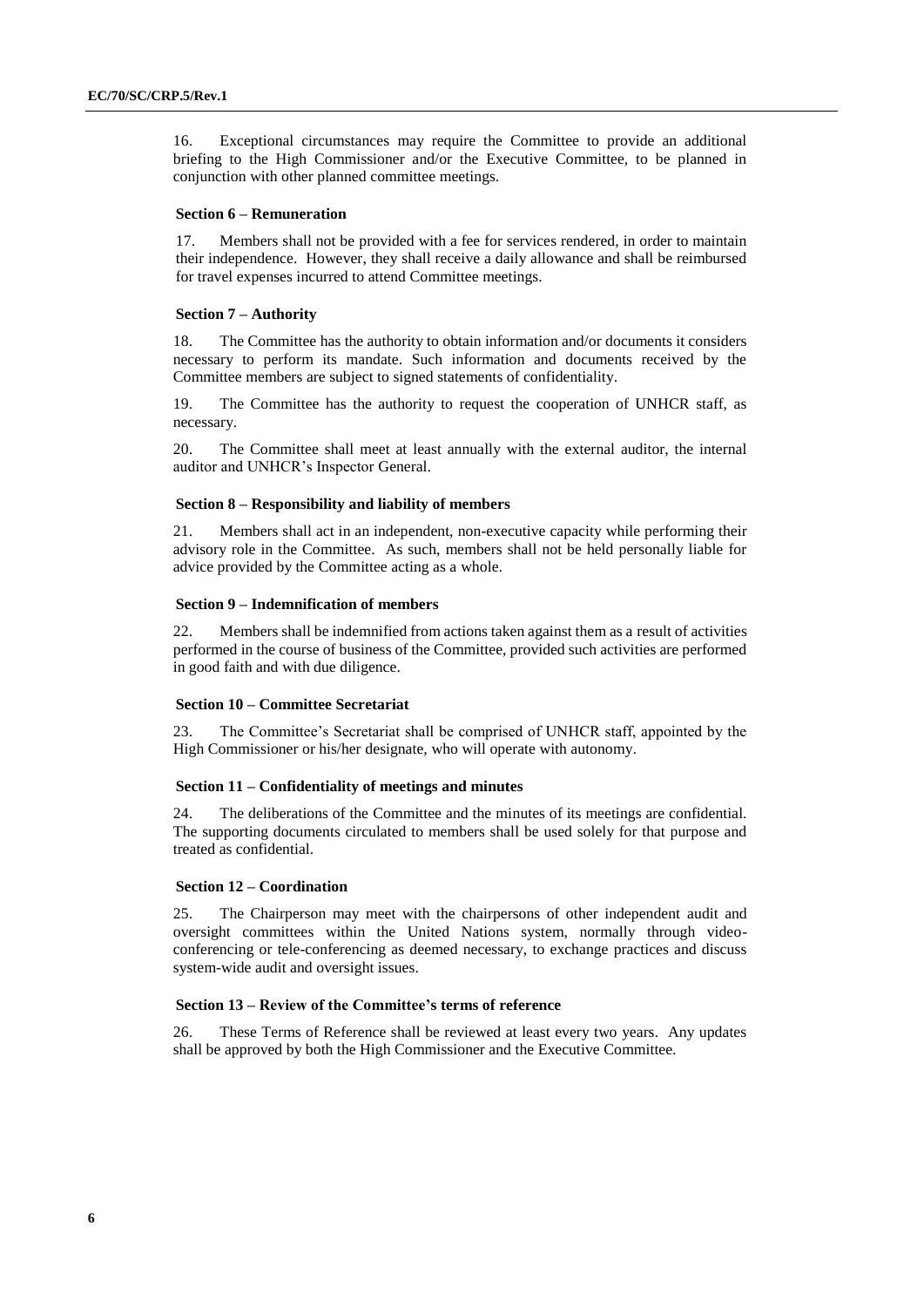16. Exceptional circumstances may require the Committee to provide an additional briefing to the High Commissioner and/or the Executive Committee, to be planned in conjunction with other planned committee meetings.

**Section 6 – Remuneration**

17. Members shall not be provided with a fee for services rendered, in order to maintain their independence. However, they shall receive a daily allowance and shall be reimbursed for travel expenses incurred to attend Committee meetings.

**Section 7 – Authority**

18. The Committee has the authority to obtain information and/or documents it considers necessary to perform its mandate. Such information and documents received by the Committee members are subject to signed statements of confidentiality.

19. The Committee has the authority to request the cooperation of UNHCR staff, as necessary.

20. The Committee shall meet at least annually with the external auditor, the internal auditor and UNHCR's Inspector General.

**Section 8 – Responsibility and liability of members**

21. Members shall act in an independent, non-executive capacity while performing their advisory role in the Committee. As such, members shall not be held personally liable for advice provided by the Committee acting as a whole.

**Section 9 – Indemnification of members**

22. Members shall be indemnified from actions taken against them as a result of activities performed in the course of business of the Committee, provided such activities are performed in good faith and with due diligence.

**Section 10 – Committee Secretariat**

23. The Committee's Secretariat shall be comprised of UNHCR staff, appointed by the High Commissioner or his/her designate, who will operate with autonomy.

**Section 11 – Confidentiality of meetings and minutes**

24. The deliberations of the Committee and the minutes of its meetings are confidential. The supporting documents circulated to members shall be used solely for that purpose and treated as confidential.

**Section 12 – Coordination**

25. The Chairperson may meet with the chairpersons of other independent audit and oversight committees within the United Nations system, normally through video-conferencing or tele-conferencing as deemed necessary, to exchange practices and discuss system-wide audit and oversight issues.

**Section 13 – Review of the Committee's terms of reference**

26. These Terms of Reference shall be reviewed at least every two years. Any updates shall be approved by both the High Commissioner and the Executive Committee.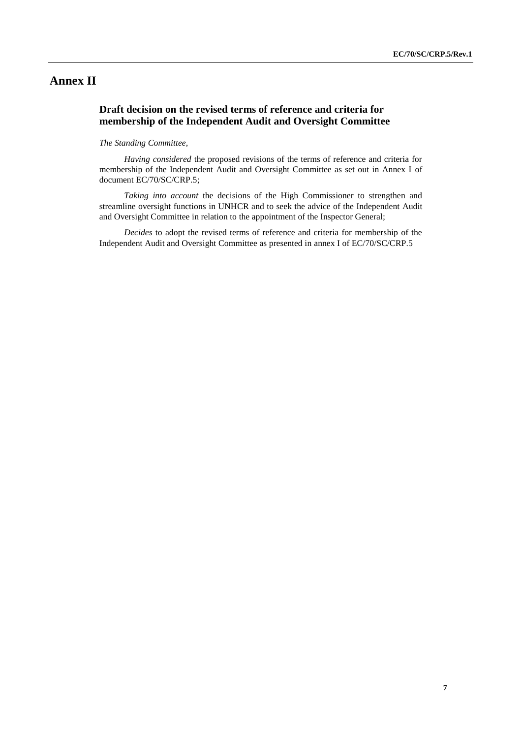# Annex II

## Draft decision on the revised terms of reference and criteria for membership of the Independent Audit and Oversight Committee

*The Standing Committee,*

*Having considered* the proposed revisions of the terms of reference and criteria for membership of the Independent Audit and Oversight Committee as set out in Annex I of document EC/70/SC/CRP.5;

*Taking into account* the decisions of the High Commissioner to strengthen and streamline oversight functions in UNHCR and to seek the advice of the Independent Audit and Oversight Committee in relation to the appointment of the Inspector General;

*Decides* to adopt the revised terms of reference and criteria for membership of the Independent Audit and Oversight Committee as presented in annex I of EC/70/SC/CRP.5